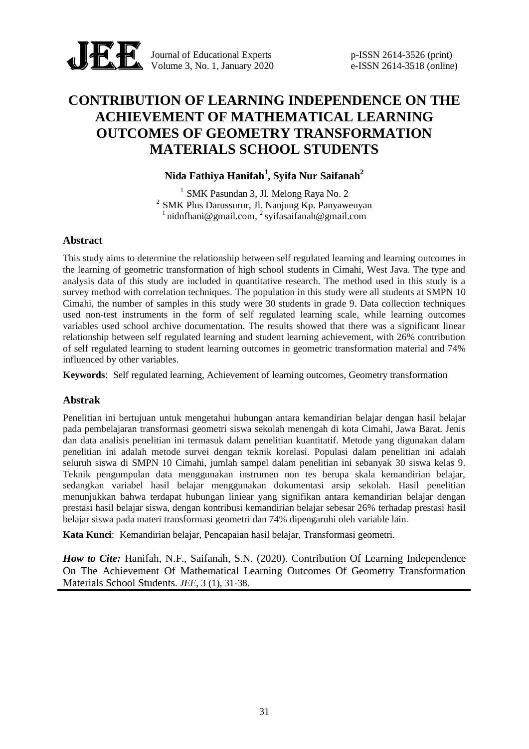# CONTRIBUTION OF LEARNING INDEPENDENCE ON THE ACHIEVEMENT OF MATHEMATICAL LEARNING OUTCOMES OF GEOMETRY TRANSFORMATION MATERIALS SCHOOL STUDENTS

**Nida Fathiya Hanifah[1], Syifa Nur Saifanah[2]**

[1] SMK Pasundan 3, Jl. Melong Raya No. 2
[2] SMK Plus Darussurur, Jl. Nanjung Kp. Panyaweuyan
[1] nidnfhani@gmail.com, [2] syifasaifanah@gmail.com

## Abstract

This study aims to determine the relationship between self regulated learning and learning outcomes in the learning of geometric transformation of high school students in Cimahi, West Java. The type and analysis data of this study are included in quantitative research. The method used in this study is a survey method with correlation techniques. The population in this study were all students at SMPN 10 Cimahi, the number of samples in this study were 30 students in grade 9. Data collection techniques used non-test instruments in the form of self regulated learning scale, while learning outcomes variables used school archive documentation. The results showed that there was a significant linear relationship between self regulated learning and student learning achievement, with 26% contribution of self regulated learning to student learning outcomes in geometric transformation material and 74% influenced by other variables.

**Keywords**: Self regulated learning, Achievement of learning outcomes, Geometry transformation

## Abstrak

Penelitian ini bertujuan untuk mengetahui hubungan antara kemandirian belajar dengan hasil belajar pada pembelajaran transformasi geometri siswa sekolah menengah di kota Cimahi, Jawa Barat. Jenis dan data analisis penelitian ini termasuk dalam penelitian kuantitatif. Metode yang digunakan dalam penelitian ini adalah metode survei dengan teknik korelasi. Populasi dalam penelitian ini adalah seluruh siswa di SMPN 10 Cimahi, jumlah sampel dalam penelitian ini sebanyak 30 siswa kelas 9. Teknik pengumpulan data menggunakan instrumen non tes berupa skala kemandirian belajar, sedangkan variabel hasil belajar menggunakan dokumentasi arsip sekolah. Hasil penelitian menunjukkan bahwa terdapat hubungan liniear yang signifikan antara kemandirian belajar dengan prestasi hasil belajar siswa, dengan kontribusi kemandirian belajar sebesar 26% terhadap prestasi hasil belajar siswa pada materi transformasi geometri dan 74% dipengaruhi oleh variable lain.

**Kata Kunci**: Kemandirian belajar, Pencapaian hasil belajar, Transformasi geometri.

***How to Cite:*** Hanifah, N.F., Saifanah, S.N. (2020). Contribution Of Learning Independence On The Achievement Of Mathematical Learning Outcomes Of Geometry Transformation Materials School Students. *JEE*, 3 (1), 31-38.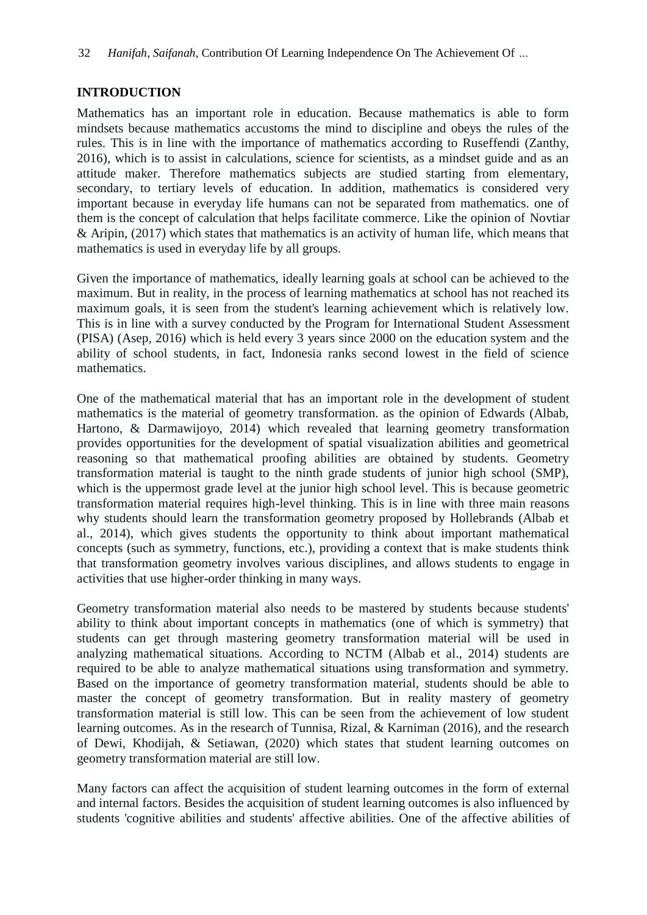## INTRODUCTION

Mathematics has an important role in education. Because mathematics is able to form mindsets because mathematics accustoms the mind to discipline and obeys the rules of the rules. This is in line with the importance of mathematics according to Ruseffendi (Zanthy, 2016), which is to assist in calculations, science for scientists, as a mindset guide and as an attitude maker. Therefore mathematics subjects are studied starting from elementary, secondary, to tertiary levels of education. In addition, mathematics is considered very important because in everyday life humans can not be separated from mathematics. one of them is the concept of calculation that helps facilitate commerce. Like the opinion of Novtiar & Aripin, (2017) which states that mathematics is an activity of human life, which means that mathematics is used in everyday life by all groups.

Given the importance of mathematics, ideally learning goals at school can be achieved to the maximum. But in reality, in the process of learning mathematics at school has not reached its maximum goals, it is seen from the student's learning achievement which is relatively low. This is in line with a survey conducted by the Program for International Student Assessment (PISA) (Asep, 2016) which is held every 3 years since 2000 on the education system and the ability of school students, in fact, Indonesia ranks second lowest in the field of science mathematics.

One of the mathematical material that has an important role in the development of student mathematics is the material of geometry transformation. as the opinion of Edwards (Albab, Hartono, & Darmawijoyo, 2014) which revealed that learning geometry transformation provides opportunities for the development of spatial visualization abilities and geometrical reasoning so that mathematical proofing abilities are obtained by students. Geometry transformation material is taught to the ninth grade students of junior high school (SMP), which is the uppermost grade level at the junior high school level. This is because geometric transformation material requires high-level thinking. This is in line with three main reasons why students should learn the transformation geometry proposed by Hollebrands (Albab et al., 2014), which gives students the opportunity to think about important mathematical concepts (such as symmetry, functions, etc.), providing a context that is make students think that transformation geometry involves various disciplines, and allows students to engage in activities that use higher-order thinking in many ways.

Geometry transformation material also needs to be mastered by students because students' ability to think about important concepts in mathematics (one of which is symmetry) that students can get through mastering geometry transformation material will be used in analyzing mathematical situations. According to NCTM (Albab et al., 2014) students are required to be able to analyze mathematical situations using transformation and symmetry. Based on the importance of geometry transformation material, students should be able to master the concept of geometry transformation. But in reality mastery of geometry transformation material is still low. This can be seen from the achievement of low student learning outcomes. As in the research of Tunnisa, Rizal, & Karniman (2016), and the research of Dewi, Khodijah, & Setiawan, (2020) which states that student learning outcomes on geometry transformation material are still low.

Many factors can affect the acquisition of student learning outcomes in the form of external and internal factors. Besides the acquisition of student learning outcomes is also influenced by students 'cognitive abilities and students' affective abilities. One of the affective abilities of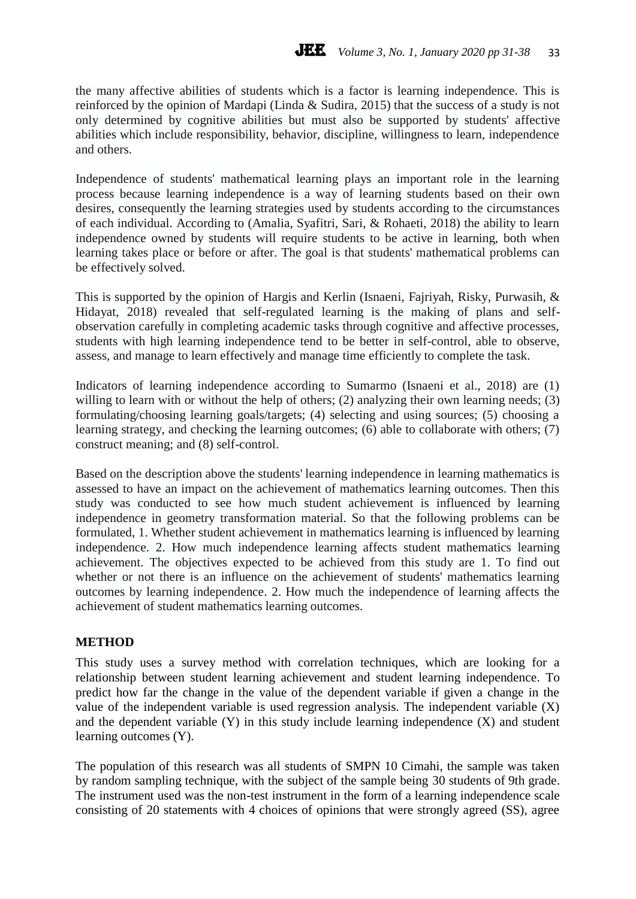the many affective abilities of students which is a factor is learning independence. This is reinforced by the opinion of Mardapi (Linda & Sudira, 2015) that the success of a study is not only determined by cognitive abilities but must also be supported by students' affective abilities which include responsibility, behavior, discipline, willingness to learn, independence and others.

Independence of students' mathematical learning plays an important role in the learning process because learning independence is a way of learning students based on their own desires, consequently the learning strategies used by students according to the circumstances of each individual. According to (Amalia, Syafitri, Sari, & Rohaeti, 2018) the ability to learn independence owned by students will require students to be active in learning, both when learning takes place or before or after. The goal is that students' mathematical problems can be effectively solved.

This is supported by the opinion of Hargis and Kerlin (Isnaeni, Fajriyah, Risky, Purwasih, & Hidayat, 2018) revealed that self-regulated learning is the making of plans and self-observation carefully in completing academic tasks through cognitive and affective processes, students with high learning independence tend to be better in self-control, able to observe, assess, and manage to learn effectively and manage time efficiently to complete the task.

Indicators of learning independence according to Sumarmo (Isnaeni et al., 2018) are (1) willing to learn with or without the help of others; (2) analyzing their own learning needs; (3) formulating/choosing learning goals/targets; (4) selecting and using sources; (5) choosing a learning strategy, and checking the learning outcomes; (6) able to collaborate with others; (7) construct meaning; and (8) self-control.

Based on the description above the students' learning independence in learning mathematics is assessed to have an impact on the achievement of mathematics learning outcomes. Then this study was conducted to see how much student achievement is influenced by learning independence in geometry transformation material. So that the following problems can be formulated, 1. Whether student achievement in mathematics learning is influenced by learning independence. 2. How much independence learning affects student mathematics learning achievement. The objectives expected to be achieved from this study are 1. To find out whether or not there is an influence on the achievement of students' mathematics learning outcomes by learning independence. 2. How much the independence of learning affects the achievement of student mathematics learning outcomes.

## METHOD

This study uses a survey method with correlation techniques, which are looking for a relationship between student learning achievement and student learning independence. To predict how far the change in the value of the dependent variable if given a change in the value of the independent variable is used regression analysis. The independent variable (X) and the dependent variable (Y) in this study include learning independence (X) and student learning outcomes (Y).

The population of this research was all students of SMPN 10 Cimahi, the sample was taken by random sampling technique, with the subject of the sample being 30 students of 9th grade. The instrument used was the non-test instrument in the form of a learning independence scale consisting of 20 statements with 4 choices of opinions that were strongly agreed (SS), agree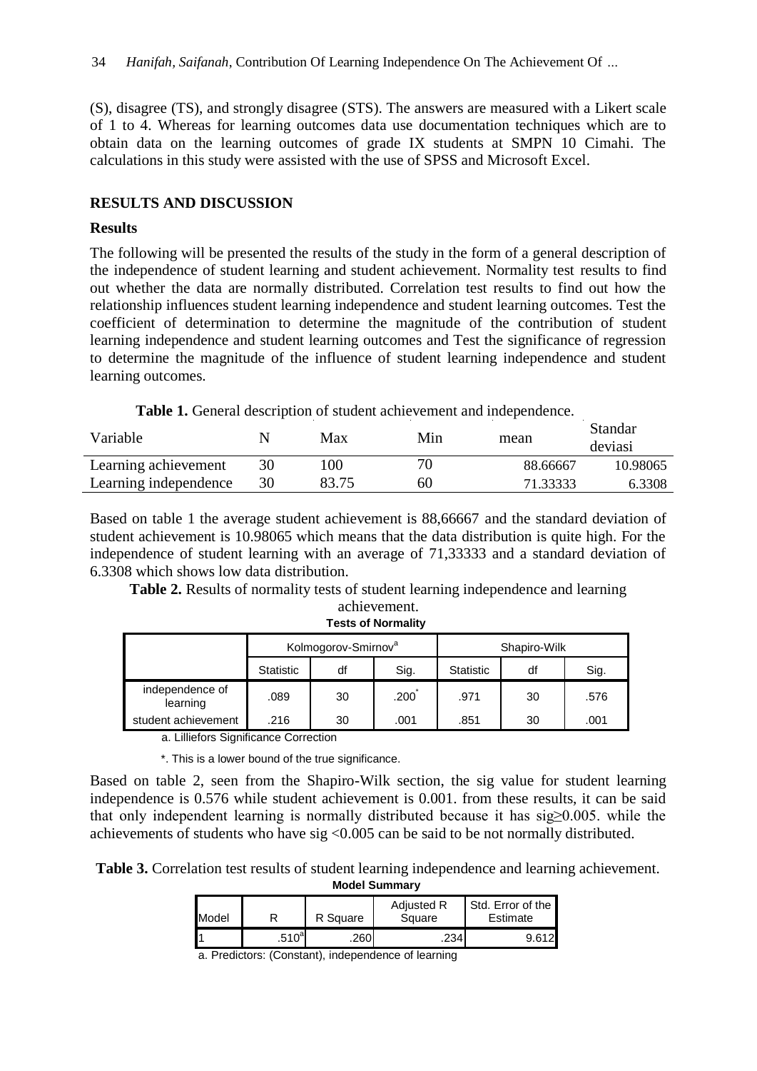(S), disagree (TS), and strongly disagree (STS). The answers are measured with a Likert scale of 1 to 4. Whereas for learning outcomes data use documentation techniques which are to obtain data on the learning outcomes of grade IX students at SMPN 10 Cimahi. The calculations in this study were assisted with the use of SPSS and Microsoft Excel.

## RESULTS AND DISCUSSION

### Results

The following will be presented the results of the study in the form of a general description of the independence of student learning and student achievement. Normality test results to find out whether the data are normally distributed. Correlation test results to find out how the relationship influences student learning independence and student learning outcomes. Test the coefficient of determination to determine the magnitude of the contribution of student learning independence and student learning outcomes and Test the significance of regression to determine the magnitude of the influence of student learning independence and student learning outcomes.

**Table 1.** General description of student achievement and independence.

| Variable | N | Max | Min | mean | Standar deviasi |
|---|---|---|---|---|---|
| Learning achievement | 30 | 100 | 70 | 88.66667 | 10.98065 |
| Learning independence | 30 | 83.75 | 60 | 71.33333 | 6.3308 |

Based on table 1 the average student achievement is 88,66667 and the standard deviation of student achievement is 10.98065 which means that the data distribution is quite high. For the independence of student learning with an average of 71,33333 and a standard deviation of 6.3308 which shows low data distribution.

**Table 2.** Results of normality tests of student learning independence and learning achievement.

**Tests of Normality**

| | Kolmogorov-Smirnov[a] | | | Shapiro-Wilk | | |
|---|---|---|---|---|---|---|
| | Statistic | df | Sig. | Statistic | df | Sig. |
| independence of learning | .089 | 30 | .200* | .971 | 30 | .576 |
| student achievement | .216 | 30 | .001 | .851 | 30 | .001 |

a. Lilliefors Significance Correction

*. This is a lower bound of the true significance.

Based on table 2, seen from the Shapiro-Wilk section, the sig value for student learning independence is 0.576 while student achievement is 0.001. from these results, it can be said that only independent learning is normally distributed because it has sig≥0.005. while the achievements of students who have sig <0.005 can be said to be not normally distributed.

**Table 3.** Correlation test results of student learning independence and learning achievement.

**Model Summary**

| Model | R | R Square | Adjusted R Square | Std. Error of the Estimate |
|---|---|---|---|---|
| 1 | .510[a] | .260 | .234 | 9.612 |

a. Predictors: (Constant), independence of learning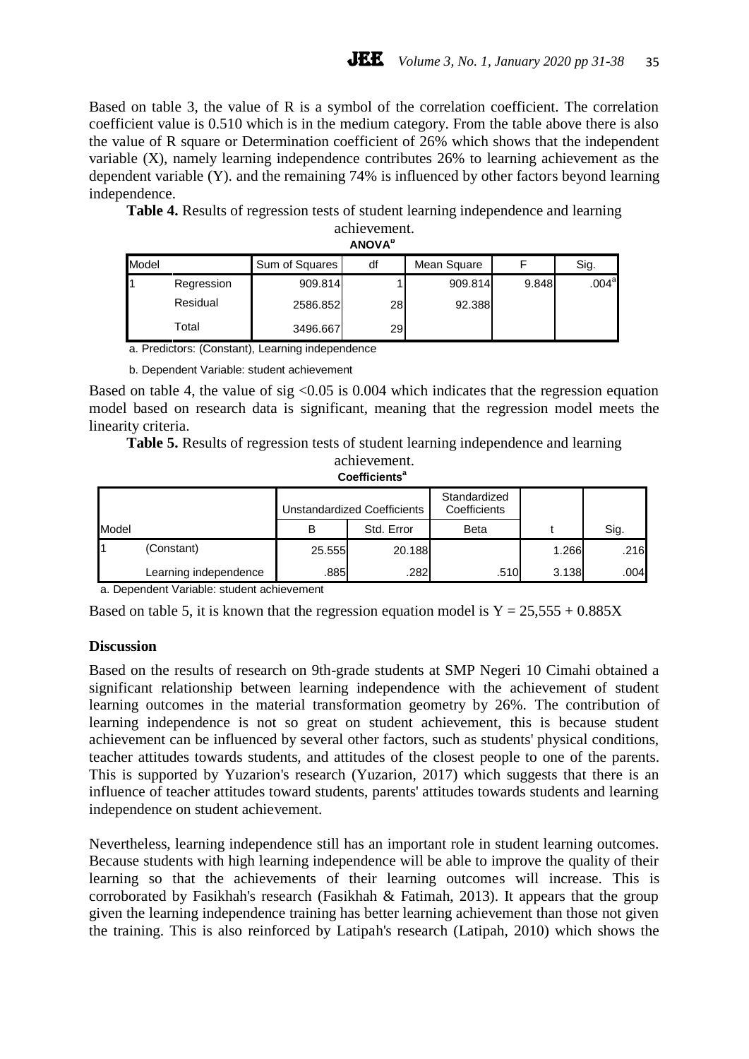Based on table 3, the value of R is a symbol of the correlation coefficient. The correlation coefficient value is 0.510 which is in the medium category. From the table above there is also the value of R square or Determination coefficient of 26% which shows that the independent variable (X), namely learning independence contributes 26% to learning achievement as the dependent variable (Y). and the remaining 74% is influenced by other factors beyond learning independence.

**Table 4.** Results of regression tests of student learning independence and learning achievement.

**ANOVA[b]**

| Model | | Sum of Squares | df | Mean Square | F | Sig. |
|---|---|---|---|---|---|---|
| 1 | Regression | 909.814 | 1 | 909.814 | 9.848 | .004[a] |
| | Residual | 2586.852 | 28 | 92.388 | | |
| | Total | 3496.667 | 29 | | | |

a. Predictors: (Constant), Learning independence

b. Dependent Variable: student achievement

Based on table 4, the value of sig <0.05 is 0.004 which indicates that the regression equation model based on research data is significant, meaning that the regression model meets the linearity criteria.

**Table 5.** Results of regression tests of student learning independence and learning achievement.

**Coefficients[a]**

| Model | | Unstandardized Coefficients | | Standardized Coefficients | | |
|---|---|---|---|---|---|---|
| | | B | Std. Error | Beta | t | Sig. |
| 1 | (Constant) | 25.555 | 20.188 | | 1.266 | .216 |
| | Learning independence | .885 | .282 | .510 | 3.138 | .004 |

a. Dependent Variable: student achievement

Based on table 5, it is known that the regression equation model is $Y = 25{,}555 + 0.885X$

**Discussion**

Based on the results of research on 9th-grade students at SMP Negeri 10 Cimahi obtained a significant relationship between learning independence with the achievement of student learning outcomes in the material transformation geometry by 26%. The contribution of learning independence is not so great on student achievement, this is because student achievement can be influenced by several other factors, such as students' physical conditions, teacher attitudes towards students, and attitudes of the closest people to one of the parents. This is supported by Yuzarion's research (Yuzarion, 2017) which suggests that there is an influence of teacher attitudes toward students, parents' attitudes towards students and learning independence on student achievement.

Nevertheless, learning independence still has an important role in student learning outcomes. Because students with high learning independence will be able to improve the quality of their learning so that the achievements of their learning outcomes will increase. This is corroborated by Fasikhah's research (Fasikhah & Fatimah, 2013). It appears that the group given the learning independence training has better learning achievement than those not given the training. This is also reinforced by Latipah's research (Latipah, 2010) which shows the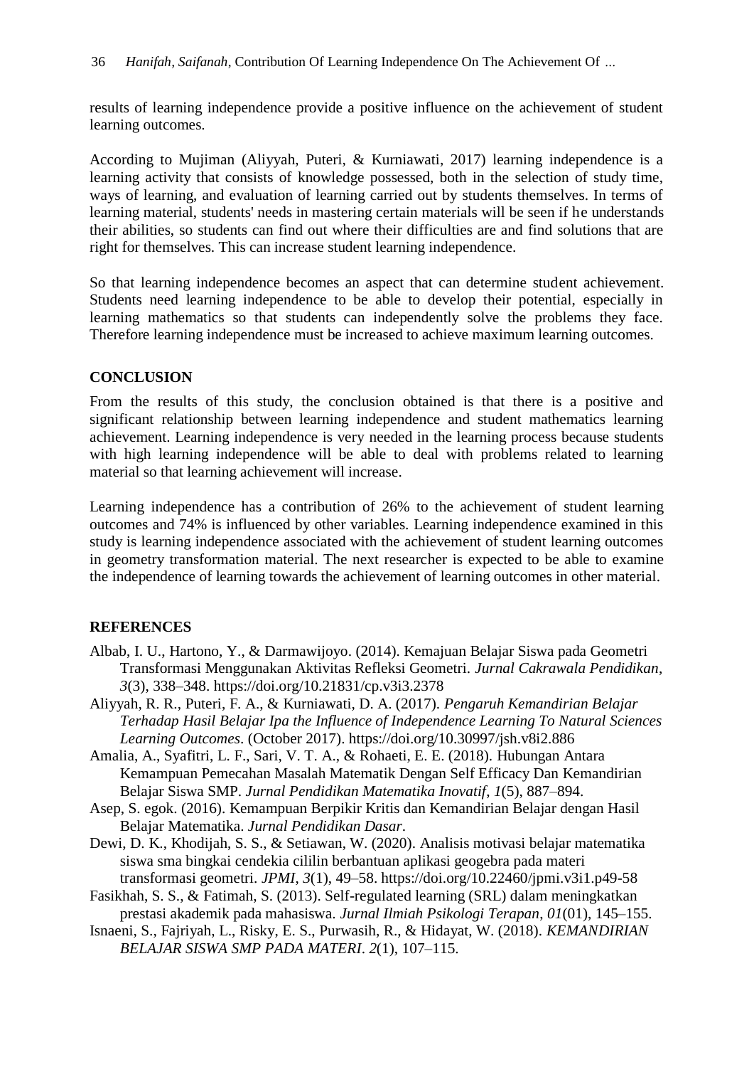results of learning independence provide a positive influence on the achievement of student learning outcomes.

According to Mujiman (Aliyyah, Puteri, & Kurniawati, 2017) learning independence is a learning activity that consists of knowledge possessed, both in the selection of study time, ways of learning, and evaluation of learning carried out by students themselves. In terms of learning material, students' needs in mastering certain materials will be seen if he understands their abilities, so students can find out where their difficulties are and find solutions that are right for themselves. This can increase student learning independence.

So that learning independence becomes an aspect that can determine student achievement. Students need learning independence to be able to develop their potential, especially in learning mathematics so that students can independently solve the problems they face. Therefore learning independence must be increased to achieve maximum learning outcomes.

## CONCLUSION

From the results of this study, the conclusion obtained is that there is a positive and significant relationship between learning independence and student mathematics learning achievement. Learning independence is very needed in the learning process because students with high learning independence will be able to deal with problems related to learning material so that learning achievement will increase.

Learning independence has a contribution of 26% to the achievement of student learning outcomes and 74% is influenced by other variables. Learning independence examined in this study is learning independence associated with the achievement of student learning outcomes in geometry transformation material. The next researcher is expected to be able to examine the independence of learning towards the achievement of learning outcomes in other material.

## REFERENCES

Albab, I. U., Hartono, Y., & Darmawijoyo. (2014). Kemajuan Belajar Siswa pada Geometri Transformasi Menggunakan Aktivitas Refleksi Geometri. *Jurnal Cakrawala Pendidikan*, *3*(3), 338–348. https://doi.org/10.21831/cp.v3i3.2378

Aliyyah, R. R., Puteri, F. A., & Kurniawati, D. A. (2017). *Pengaruh Kemandirian Belajar Terhadap Hasil Belajar Ipa the Influence of Independence Learning To Natural Sciences Learning Outcomes*. (October 2017). https://doi.org/10.30997/jsh.v8i2.886

Amalia, A., Syafitri, L. F., Sari, V. T. A., & Rohaeti, E. E. (2018). Hubungan Antara Kemampuan Pemecahan Masalah Matematik Dengan Self Efficacy Dan Kemandirian Belajar Siswa SMP. *Jurnal Pendidikan Matematika Inovatif*, *1*(5), 887–894.

Asep, S. egok. (2016). Kemampuan Berpikir Kritis dan Kemandirian Belajar dengan Hasil Belajar Matematika. *Jurnal Pendidikan Dasar*.

Dewi, D. K., Khodijah, S. S., & Setiawan, W. (2020). Analisis motivasi belajar matematika siswa sma bingkai cendekia cililin berbantuan aplikasi geogebra pada materi transformasi geometri. *JPMI*, *3*(1), 49–58. https://doi.org/10.22460/jpmi.v3i1.p49-58

Fasikhah, S. S., & Fatimah, S. (2013). Self-regulated learning (SRL) dalam meningkatkan prestasi akademik pada mahasiswa. *Jurnal Ilmiah Psikologi Terapan*, *01*(01), 145–155.

Isnaeni, S., Fajriyah, L., Risky, E. S., Purwasih, R., & Hidayat, W. (2018). *KEMANDIRIAN BELAJAR SISWA SMP PADA MATERI*. *2*(1), 107–115.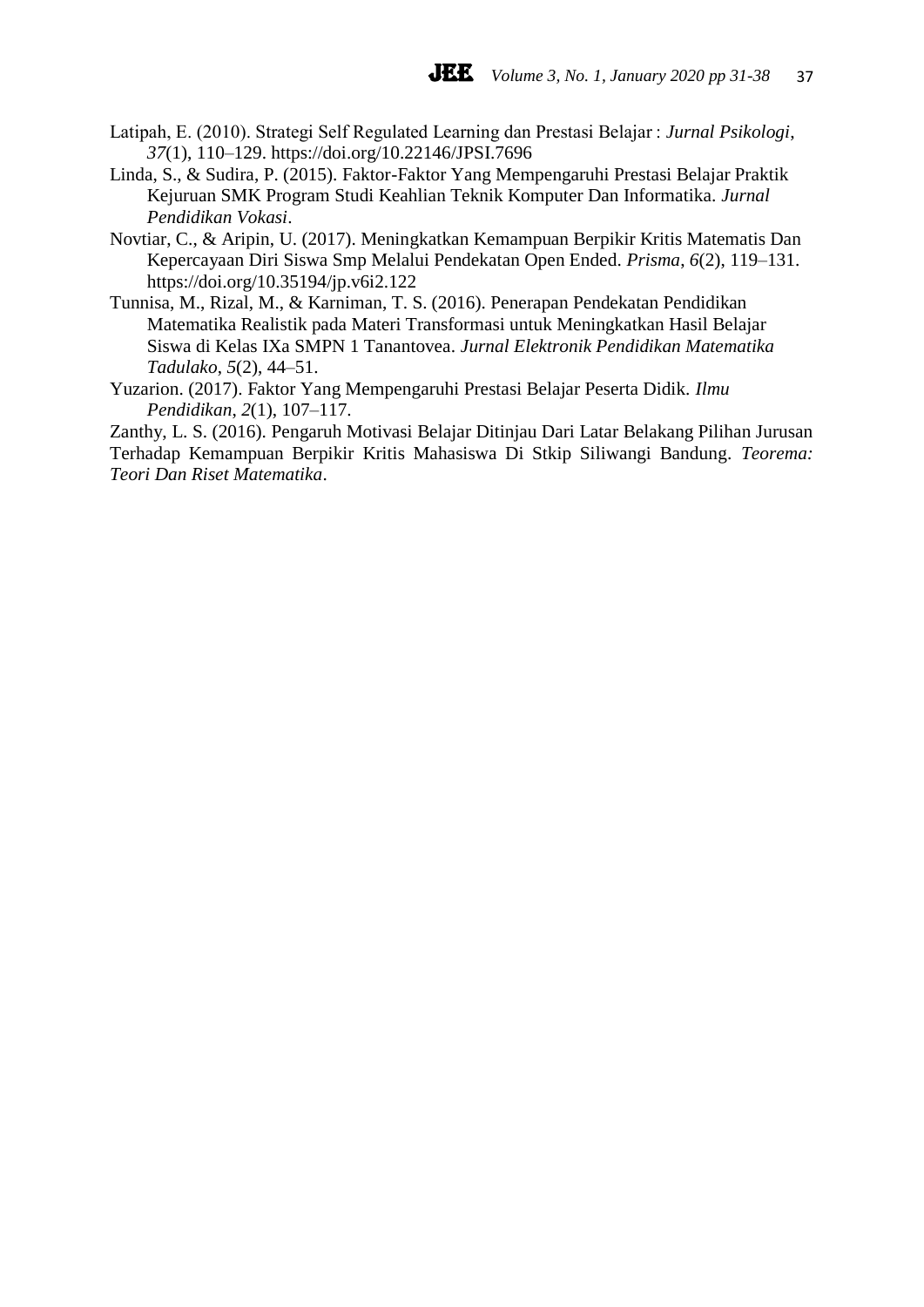Latipah, E. (2010). Strategi Self Regulated Learning dan Prestasi Belajar : *Jurnal Psikologi*, *37*(1), 110–129. https://doi.org/10.22146/JPSI.7696

Linda, S., & Sudira, P. (2015). Faktor-Faktor Yang Mempengaruhi Prestasi Belajar Praktik Kejuruan SMK Program Studi Keahlian Teknik Komputer Dan Informatika. *Jurnal Pendidikan Vokasi*.

Novtiar, C., & Aripin, U. (2017). Meningkatkan Kemampuan Berpikir Kritis Matematis Dan Kepercayaan Diri Siswa Smp Melalui Pendekatan Open Ended. *Prisma*, *6*(2), 119–131. https://doi.org/10.35194/jp.v6i2.122

Tunnisa, M., Rizal, M., & Karniman, T. S. (2016). Penerapan Pendekatan Pendidikan Matematika Realistik pada Materi Transformasi untuk Meningkatkan Hasil Belajar Siswa di Kelas IXa SMPN 1 Tanantovea. *Jurnal Elektronik Pendidikan Matematika Tadulako*, *5*(2), 44–51.

Yuzarion. (2017). Faktor Yang Mempengaruhi Prestasi Belajar Peserta Didik. *Ilmu Pendidikan*, *2*(1), 107–117.

Zanthy, L. S. (2016). Pengaruh Motivasi Belajar Ditinjau Dari Latar Belakang Pilihan Jurusan Terhadap Kemampuan Berpikir Kritis Mahasiswa Di Stkip Siliwangi Bandung. *Teorema: Teori Dan Riset Matematika*.